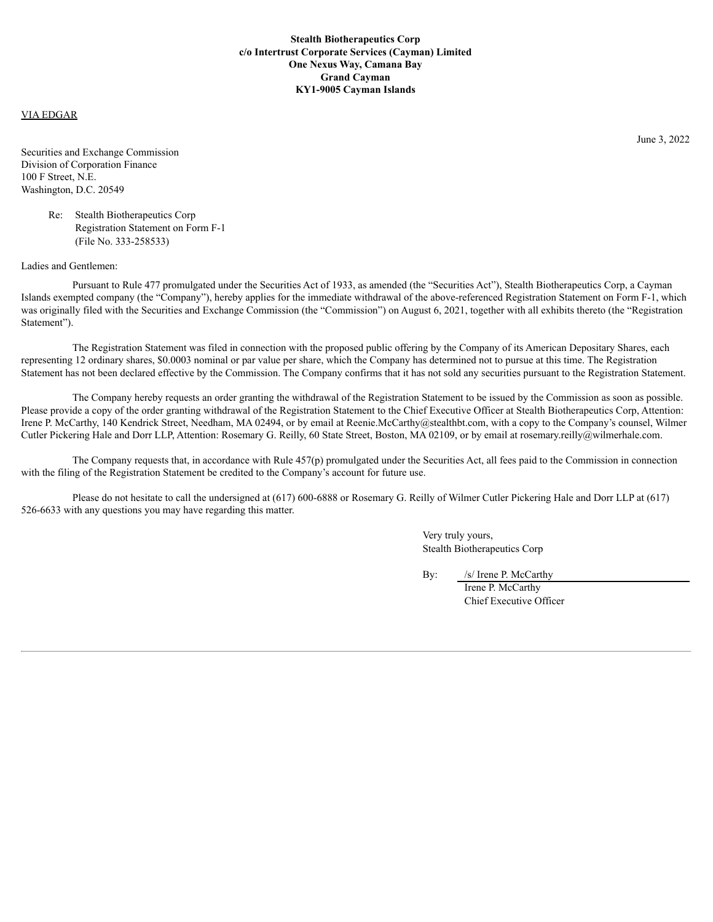**Stealth Biotherapeutics Corp**
**c/o Intertrust Corporate Services (Cayman) Limited**
**One Nexus Way, Camana Bay**
**Grand Cayman**
**KY1-9005 Cayman Islands**

VIA EDGAR

June 3, 2022

Securities and Exchange Commission
Division of Corporation Finance
100 F Street, N.E.
Washington, D.C. 20549

Re: Stealth Biotherapeutics Corp
Registration Statement on Form F-1
(File No. 333-258533)

Ladies and Gentlemen:

Pursuant to Rule 477 promulgated under the Securities Act of 1933, as amended (the "Securities Act"), Stealth Biotherapeutics Corp, a Cayman Islands exempted company (the "Company"), hereby applies for the immediate withdrawal of the above-referenced Registration Statement on Form F-1, which was originally filed with the Securities and Exchange Commission (the "Commission") on August 6, 2021, together with all exhibits thereto (the "Registration Statement").

The Registration Statement was filed in connection with the proposed public offering by the Company of its American Depositary Shares, each representing 12 ordinary shares, $0.0003 nominal or par value per share, which the Company has determined not to pursue at this time. The Registration Statement has not been declared effective by the Commission. The Company confirms that it has not sold any securities pursuant to the Registration Statement.

The Company hereby requests an order granting the withdrawal of the Registration Statement to be issued by the Commission as soon as possible. Please provide a copy of the order granting withdrawal of the Registration Statement to the Chief Executive Officer at Stealth Biotherapeutics Corp, Attention: Irene P. McCarthy, 140 Kendrick Street, Needham, MA 02494, or by email at Reenie.McCarthy@stealthbt.com, with a copy to the Company's counsel, Wilmer Cutler Pickering Hale and Dorr LLP, Attention: Rosemary G. Reilly, 60 State Street, Boston, MA 02109, or by email at rosemary.reilly@wilmerhale.com.

The Company requests that, in accordance with Rule 457(p) promulgated under the Securities Act, all fees paid to the Commission in connection with the filing of the Registration Statement be credited to the Company's account for future use.

Please do not hesitate to call the undersigned at (617) 600-6888 or Rosemary G. Reilly of Wilmer Cutler Pickering Hale and Dorr LLP at (617) 526-6633 with any questions you may have regarding this matter.

Very truly yours,
Stealth Biotherapeutics Corp

By: /s/ Irene P. McCarthy
Irene P. McCarthy
Chief Executive Officer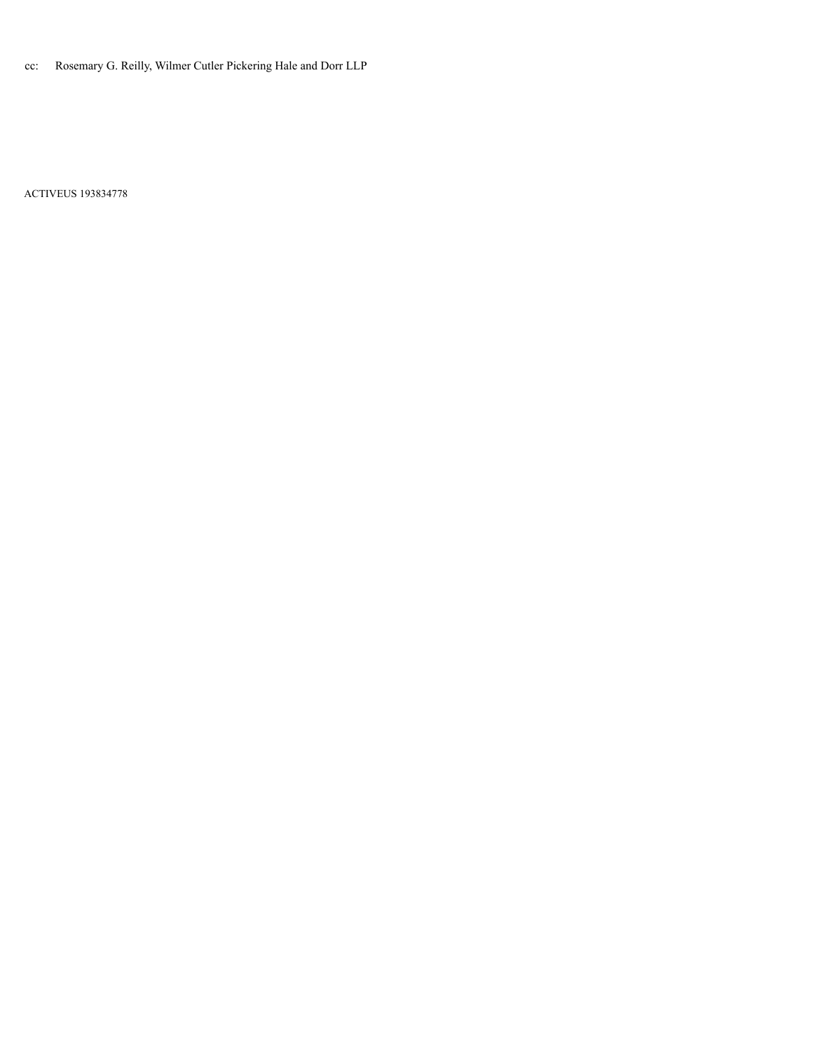cc: Rosemary G. Reilly, Wilmer Cutler Pickering Hale and Dorr LLP

ACTIVEUS 193834778